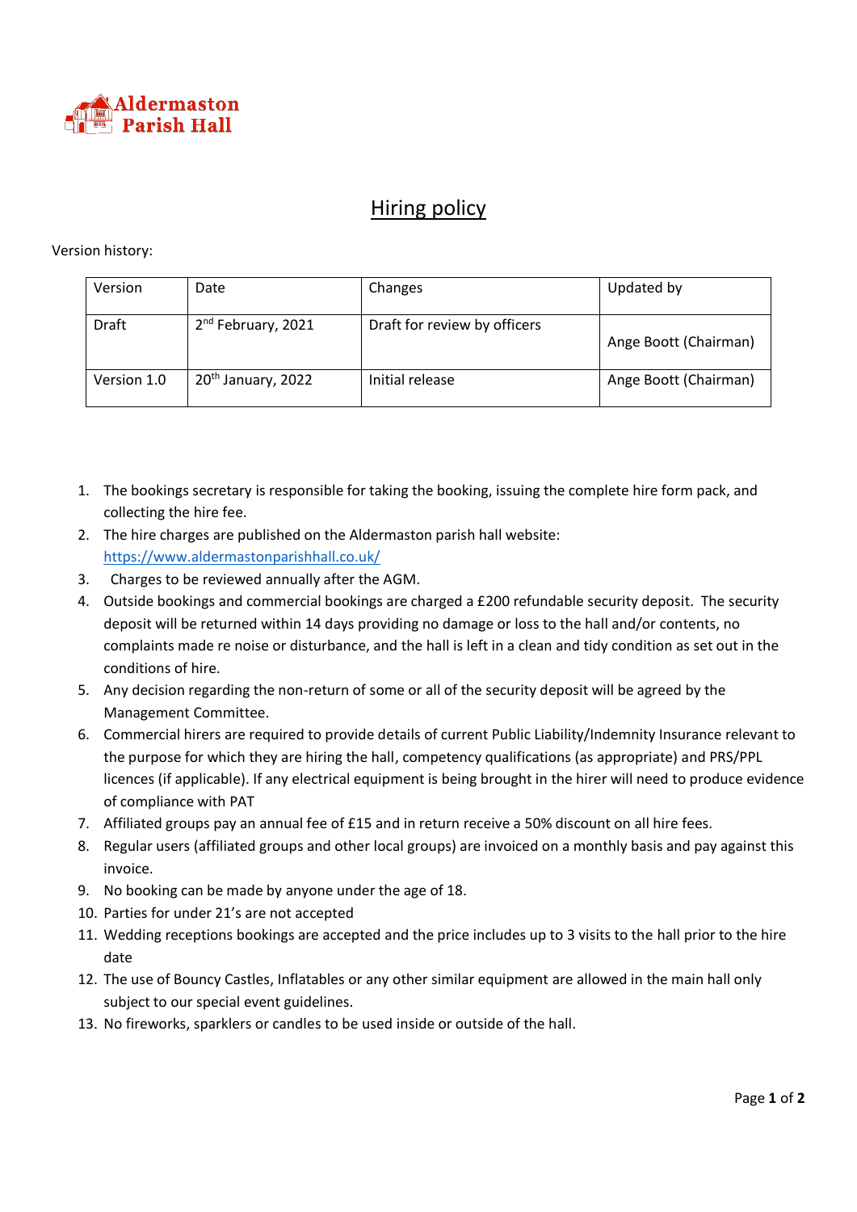Aldermaston Parish Hall

# Hiring policy

Version history:

| Version | Date | Changes | Updated by |
|---|---|---|---|
| Draft | 2nd February, 2021 | Draft for review by officers | Ange Boott (Chairman) |
| Version 1.0 | 20th January, 2022 | Initial release | Ange Boott (Chairman) |

1. The bookings secretary is responsible for taking the booking, issuing the complete hire form pack, and collecting the hire fee.
2. The hire charges are published on the Aldermaston parish hall website: https://www.aldermastonparishhall.co.uk/
3. Charges to be reviewed annually after the AGM.
4. Outside bookings and commercial bookings are charged a £200 refundable security deposit. The security deposit will be returned within 14 days providing no damage or loss to the hall and/or contents, no complaints made re noise or disturbance, and the hall is left in a clean and tidy condition as set out in the conditions of hire.
5. Any decision regarding the non-return of some or all of the security deposit will be agreed by the Management Committee.
6. Commercial hirers are required to provide details of current Public Liability/Indemnity Insurance relevant to the purpose for which they are hiring the hall, competency qualifications (as appropriate) and PRS/PPL licences (if applicable). If any electrical equipment is being brought in the hirer will need to produce evidence of compliance with PAT
7. Affiliated groups pay an annual fee of £15 and in return receive a 50% discount on all hire fees.
8. Regular users (affiliated groups and other local groups) are invoiced on a monthly basis and pay against this invoice.
9. No booking can be made by anyone under the age of 18.
10. Parties for under 21's are not accepted
11. Wedding receptions bookings are accepted and the price includes up to 3 visits to the hall prior to the hire date
12. The use of Bouncy Castles, Inflatables or any other similar equipment are allowed in the main hall only subject to our special event guidelines.
13. No fireworks, sparklers or candles to be used inside or outside of the hall.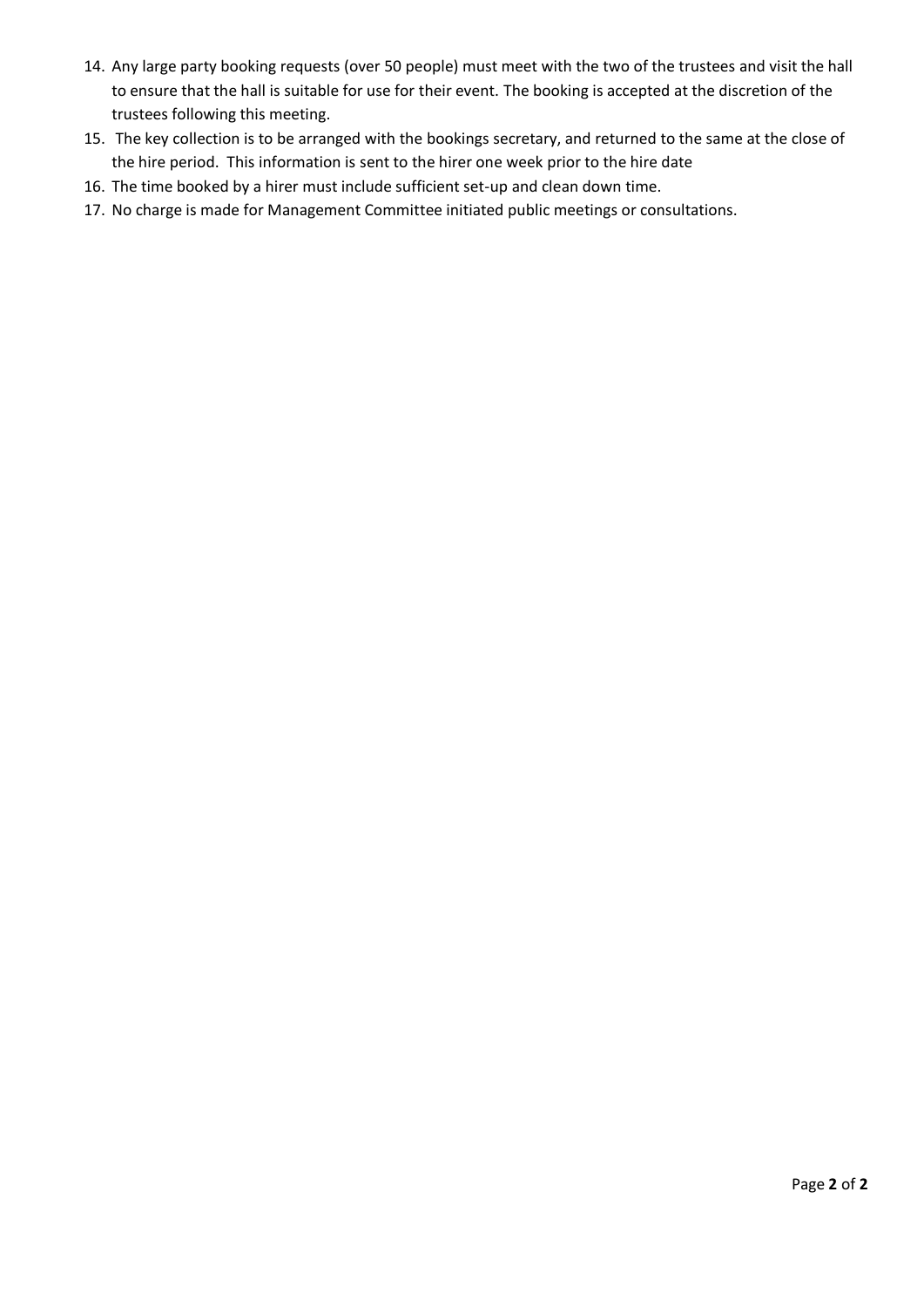14. Any large party booking requests (over 50 people) must meet with the two of the trustees and visit the hall to ensure that the hall is suitable for use for their event. The booking is accepted at the discretion of the trustees following this meeting.
15. The key collection is to be arranged with the bookings secretary, and returned to the same at the close of the hire period. This information is sent to the hirer one week prior to the hire date
16. The time booked by a hirer must include sufficient set-up and clean down time.
17. No charge is made for Management Committee initiated public meetings or consultations.